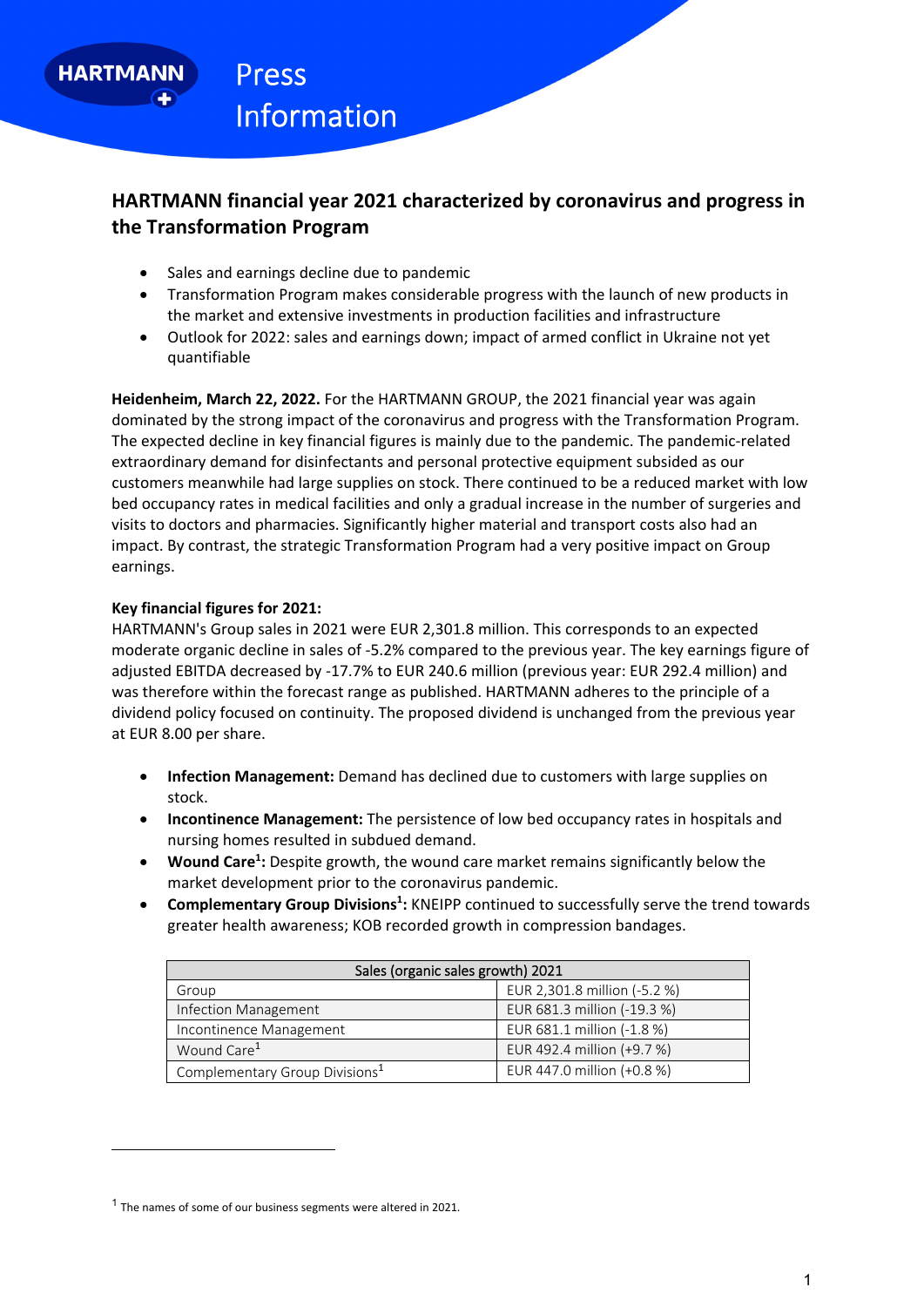HARTMANN

Press Information

# HARTMANN financial year 2021 characterized by coronavirus and progress in the Transformation Program

- Sales and earnings decline due to pandemic
- Transformation Program makes considerable progress with the launch of new products in the market and extensive investments in production facilities and infrastructure
- Outlook for 2022: sales and earnings down; impact of armed conflict in Ukraine not yet quantifiable

**Heidenheim, March 22, 2022.** For the HARTMANN GROUP, the 2021 financial year was again dominated by the strong impact of the coronavirus and progress with the Transformation Program. The expected decline in key financial figures is mainly due to the pandemic. The pandemic-related extraordinary demand for disinfectants and personal protective equipment subsided as our customers meanwhile had large supplies on stock. There continued to be a reduced market with low bed occupancy rates in medical facilities and only a gradual increase in the number of surgeries and visits to doctors and pharmacies. Significantly higher material and transport costs also had an impact. By contrast, the strategic Transformation Program had a very positive impact on Group earnings.

**Key financial figures for 2021:**
HARTMANN's Group sales in 2021 were EUR 2,301.8 million. This corresponds to an expected moderate organic decline in sales of -5.2% compared to the previous year. The key earnings figure of adjusted EBITDA decreased by -17.7% to EUR 240.6 million (previous year: EUR 292.4 million) and was therefore within the forecast range as published. HARTMANN adheres to the principle of a dividend policy focused on continuity. The proposed dividend is unchanged from the previous year at EUR 8.00 per share.

- **Infection Management:** Demand has declined due to customers with large supplies on stock.
- **Incontinence Management:** The persistence of low bed occupancy rates in hospitals and nursing homes resulted in subdued demand.
- **Wound Care[1]:** Despite growth, the wound care market remains significantly below the market development prior to the coronavirus pandemic.
- **Complementary Group Divisions[1]:** KNEIPP continued to successfully serve the trend towards greater health awareness; KOB recorded growth in compression bandages.

| Sales (organic sales growth) 2021 | |
|---|---|
| Group | EUR 2,301.8 million (-5.2 %) |
| Infection Management | EUR 681.3 million (-19.3 %) |
| Incontinence Management | EUR 681.1 million (-1.8 %) |
| Wound Care[1] | EUR 492.4 million (+9.7 %) |
| Complementary Group Divisions[1] | EUR 447.0 million (+0.8 %) |

[1] The names of some of our business segments were altered in 2021.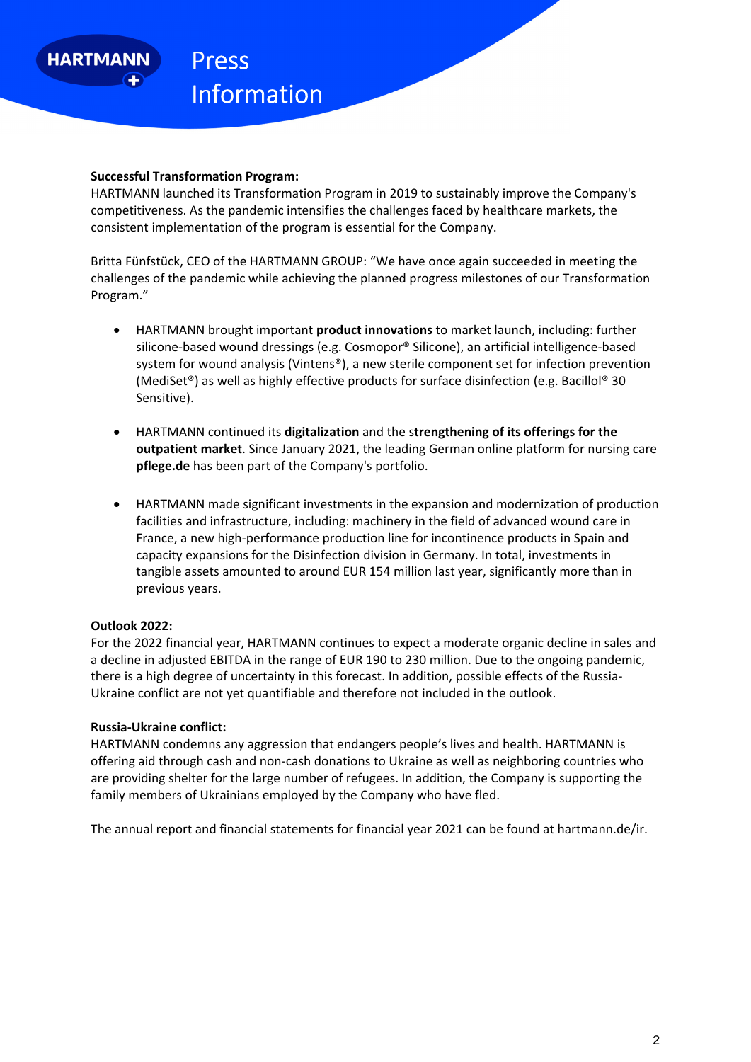**Successful Transformation Program:**
HARTMANN launched its Transformation Program in 2019 to sustainably improve the Company's competitiveness. As the pandemic intensifies the challenges faced by healthcare markets, the consistent implementation of the program is essential for the Company.

Britta Fünfstück, CEO of the HARTMANN GROUP: "We have once again succeeded in meeting the challenges of the pandemic while achieving the planned progress milestones of our Transformation Program."

- HARTMANN brought important **product innovations** to market launch, including: further silicone-based wound dressings (e.g. Cosmopor® Silicone), an artificial intelligence-based system for wound analysis (Vintens®), a new sterile component set for infection prevention (MediSet®) as well as highly effective products for surface disinfection (e.g. Bacillol® 30 Sensitive).

- HARTMANN continued its **digitalization** and the s**trengthening of its offerings for the outpatient market**. Since January 2021, the leading German online platform for nursing care **pflege.de** has been part of the Company's portfolio.

- HARTMANN made significant investments in the expansion and modernization of production facilities and infrastructure, including: machinery in the field of advanced wound care in France, a new high-performance production line for incontinence products in Spain and capacity expansions for the Disinfection division in Germany. In total, investments in tangible assets amounted to around EUR 154 million last year, significantly more than in previous years.

**Outlook 2022:**
For the 2022 financial year, HARTMANN continues to expect a moderate organic decline in sales and a decline in adjusted EBITDA in the range of EUR 190 to 230 million. Due to the ongoing pandemic, there is a high degree of uncertainty in this forecast. In addition, possible effects of the Russia-Ukraine conflict are not yet quantifiable and therefore not included in the outlook.

**Russia-Ukraine conflict:**
HARTMANN condemns any aggression that endangers people's lives and health. HARTMANN is offering aid through cash and non-cash donations to Ukraine as well as neighboring countries who are providing shelter for the large number of refugees. In addition, the Company is supporting the family members of Ukrainians employed by the Company who have fled.

The annual report and financial statements for financial year 2021 can be found at hartmann.de/ir.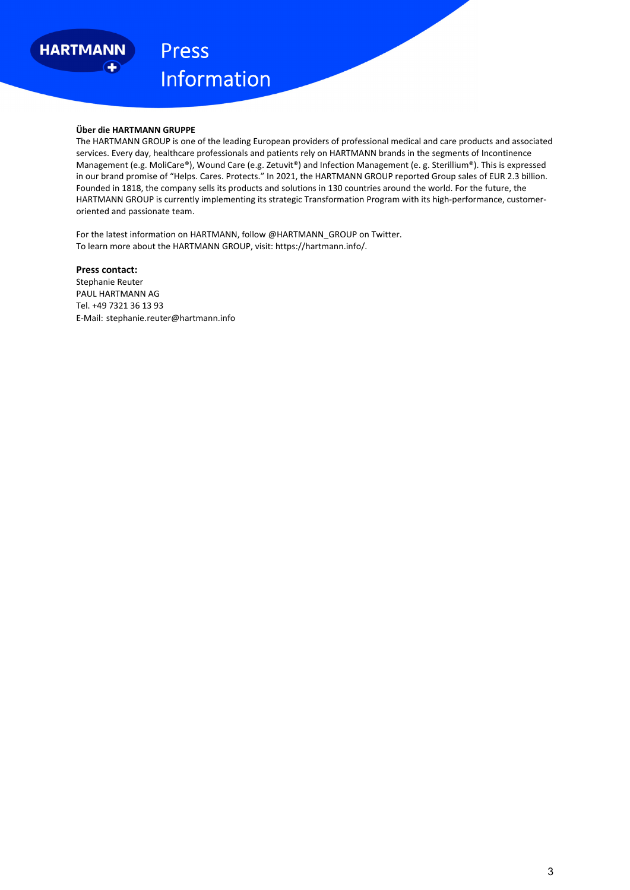**Über die HARTMANN GRUPPE**

The HARTMANN GROUP is one of the leading European providers of professional medical and care products and associated services. Every day, healthcare professionals and patients rely on HARTMANN brands in the segments of Incontinence Management (e.g. MoliCare®), Wound Care (e.g. Zetuvit®) and Infection Management (e. g. Sterillium®). This is expressed in our brand promise of "Helps. Cares. Protects." In 2021, the HARTMANN GROUP reported Group sales of EUR 2.3 billion. Founded in 1818, the company sells its products and solutions in 130 countries around the world. For the future, the HARTMANN GROUP is currently implementing its strategic Transformation Program with its high-performance, customer-oriented and passionate team.

For the latest information on HARTMANN, follow @HARTMANN_GROUP on Twitter.
To learn more about the HARTMANN GROUP, visit: https://hartmann.info/.

**Press contact:**
Stephanie Reuter
PAUL HARTMANN AG
Tel. +49 7321 36 13 93
E-Mail: stephanie.reuter@hartmann.info